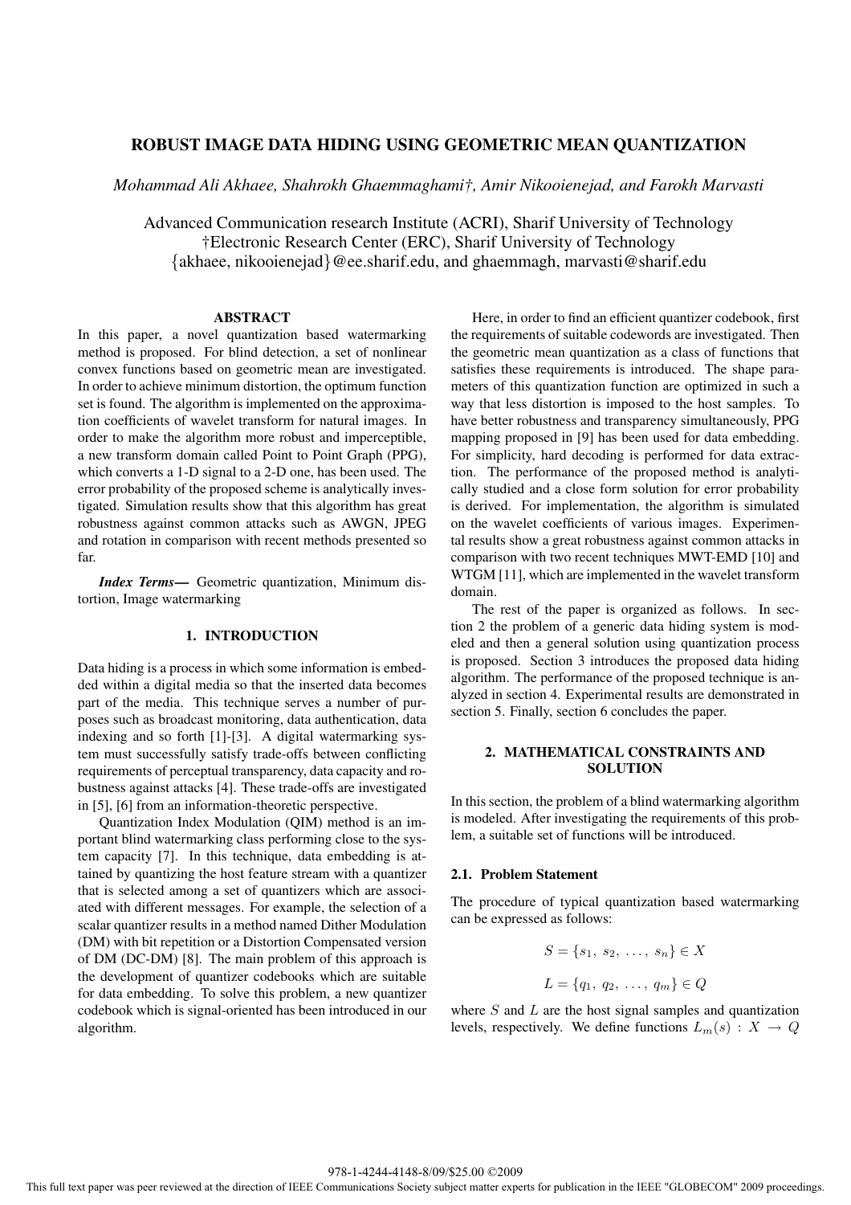# ROBUST IMAGE DATA HIDING USING GEOMETRIC MEAN QUANTIZATION

*Mohammad Ali Akhaee, Shahrokh Ghaemmaghami†, Amir Nikooienejad, and Farokh Marvasti*

Advanced Communication research Institute (ACRI), Sharif University of Technology
†Electronic Research Center (ERC), Sharif University of Technology
{akhaee, nikooienejad}@ee.sharif.edu, and ghaemmagh, marvasti@sharif.edu

## ABSTRACT

In this paper, a novel quantization based watermarking method is proposed. For blind detection, a set of nonlinear convex functions based on geometric mean are investigated. In order to achieve minimum distortion, the optimum function set is found. The algorithm is implemented on the approximation coefficients of wavelet transform for natural images. In order to make the algorithm more robust and imperceptible, a new transform domain called Point to Point Graph (PPG), which converts a 1-D signal to a 2-D one, has been used. The error probability of the proposed scheme is analytically investigated. Simulation results show that this algorithm has great robustness against common attacks such as AWGN, JPEG and rotation in comparison with recent methods presented so far.

***Index Terms***— Geometric quantization, Minimum distortion, Image watermarking

## 1. INTRODUCTION

Data hiding is a process in which some information is embedded within a digital media so that the inserted data becomes part of the media. This technique serves a number of purposes such as broadcast monitoring, data authentication, data indexing and so forth [1]-[3]. A digital watermarking system must successfully satisfy trade-offs between conflicting requirements of perceptual transparency, data capacity and robustness against attacks [4]. These trade-offs are investigated in [5], [6] from an information-theoretic perspective.

Quantization Index Modulation (QIM) method is an important blind watermarking class performing close to the system capacity [7]. In this technique, data embedding is attained by quantizing the host feature stream with a quantizer that is selected among a set of quantizers which are associated with different messages. For example, the selection of a scalar quantizer results in a method named Dither Modulation (DM) with bit repetition or a Distortion Compensated version of DM (DC-DM) [8]. The main problem of this approach is the development of quantizer codebooks which are suitable for data embedding. To solve this problem, a new quantizer codebook which is signal-oriented has been introduced in our algorithm.

Here, in order to find an efficient quantizer codebook, first the requirements of suitable codewords are investigated. Then the geometric mean quantization as a class of functions that satisfies these requirements is introduced. The shape parameters of this quantization function are optimized in such a way that less distortion is imposed to the host samples. To have better robustness and transparency simultaneously, PPG mapping proposed in [9] has been used for data embedding. For simplicity, hard decoding is performed for data extraction. The performance of the proposed method is analytically studied and a close form solution for error probability is derived. For implementation, the algorithm is simulated on the wavelet coefficients of various images. Experimental results show a great robustness against common attacks in comparison with two recent techniques MWT-EMD [10] and WTGM [11], which are implemented in the wavelet transform domain.

The rest of the paper is organized as follows. In section 2 the problem of a generic data hiding system is modeled and then a general solution using quantization process is proposed. Section 3 introduces the proposed data hiding algorithm. The performance of the proposed technique is analyzed in section 4. Experimental results are demonstrated in section 5. Finally, section 6 concludes the paper.

## 2. MATHEMATICAL CONSTRAINTS AND SOLUTION

In this section, the problem of a blind watermarking algorithm is modeled. After investigating the requirements of this problem, a suitable set of functions will be introduced.

### 2.1. Problem Statement

The procedure of typical quantization based watermarking can be expressed as follows:

$$S = \{s_1,\ s_2,\ \ldots,\ s_n\} \in X$$

$$L = \{q_1,\ q_2,\ \ldots,\ q_m\} \in Q$$

where $S$ and $L$ are the host signal samples and quantization levels, respectively. We define functions $L_m(s) : X \rightarrow Q$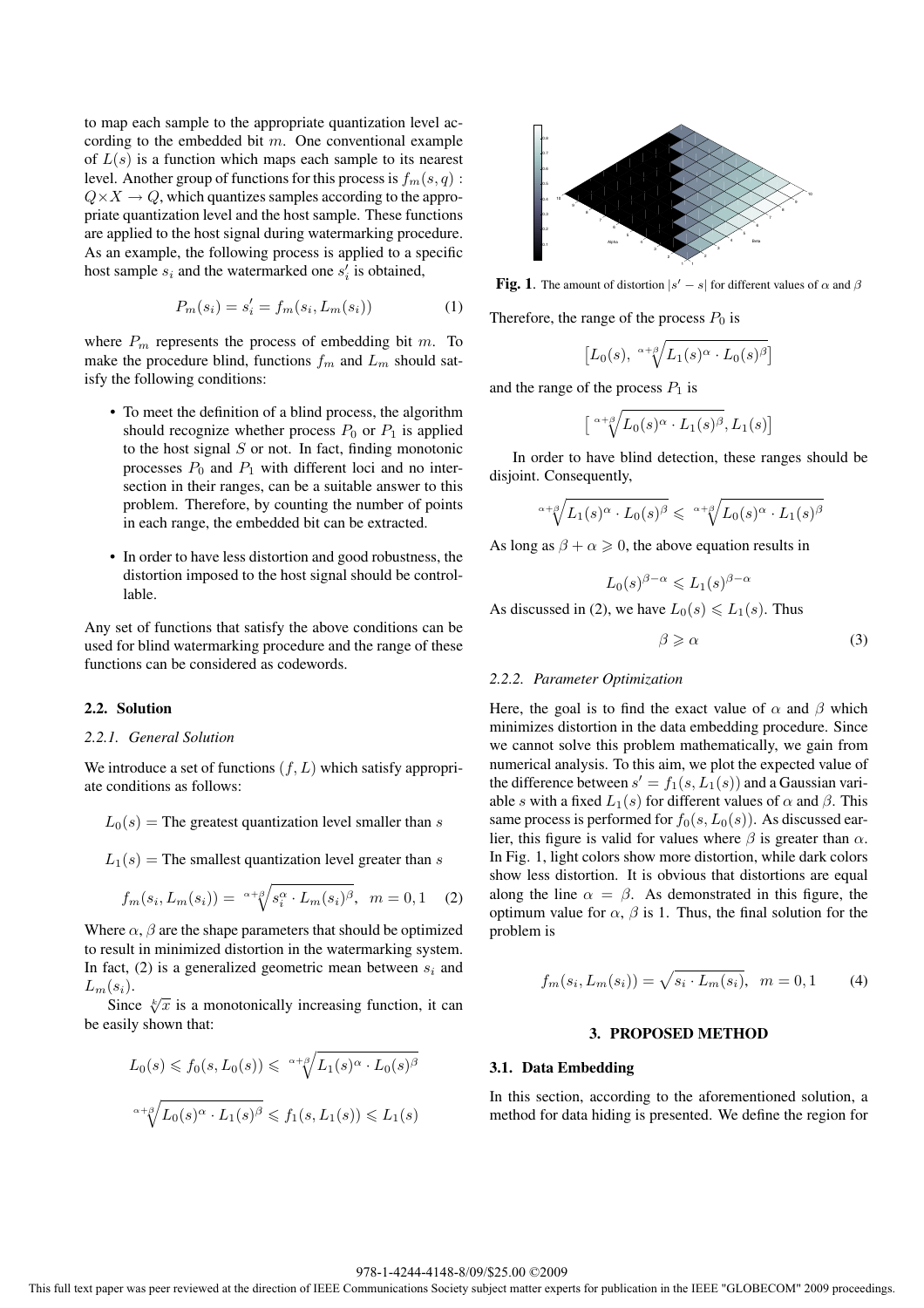to map each sample to the appropriate quantization level according to the embedded bit $m$. One conventional example of $L(s)$ is a function which maps each sample to its nearest level. Another group of functions for this process is $f_m(s, q) : Q \times X \to Q$, which quantizes samples according to the appropriate quantization level and the host sample. These functions are applied to the host signal during watermarking procedure. As an example, the following process is applied to a specific host sample $s_i$ and the watermarked one $s'_i$ is obtained,

$$P_m(s_i) = s'_i = f_m(s_i, L_m(s_i)) \tag{1}$$

where $P_m$ represents the process of embedding bit $m$. To make the procedure blind, functions $f_m$ and $L_m$ should satisfy the following conditions:

- To meet the definition of a blind process, the algorithm should recognize whether process $P_0$ or $P_1$ is applied to the host signal $S$ or not. In fact, finding monotonic processes $P_0$ and $P_1$ with different loci and no intersection in their ranges, can be a suitable answer to this problem. Therefore, by counting the number of points in each range, the embedded bit can be extracted.
- In order to have less distortion and good robustness, the distortion imposed to the host signal should be controllable.

Any set of functions that satisfy the above conditions can be used for blind watermarking procedure and the range of these functions can be considered as codewords.

### 2.2. Solution

#### 2.2.1. General Solution

We introduce a set of functions $(f, L)$ which satisfy appropriate conditions as follows:

$L_0(s) =$ The greatest quantization level smaller than $s$

$L_1(s) =$ The smallest quantization level greater than $s$

$$f_m(s_i, L_m(s_i)) = \sqrt[\alpha+\beta]{s_i^{\alpha} \cdot L_m(s_i)^{\beta}}, \quad m = 0, 1 \tag{2}$$

Where $\alpha, \beta$ are the shape parameters that should be optimized to result in minimized distortion in the watermarking system. In fact, (2) is a generalized geometric mean between $s_i$ and $L_m(s_i)$.

Since $\sqrt[k]{x}$ is a monotonically increasing function, it can be easily shown that:

$$L_0(s) \leqslant f_0(s, L_0(s)) \leqslant \sqrt[\alpha+\beta]{L_1(s)^{\alpha} \cdot L_0(s)^{\beta}}$$

$$\sqrt[\alpha+\beta]{L_0(s)^{\alpha} \cdot L_1(s)^{\beta}} \leqslant f_1(s, L_1(s)) \leqslant L_1(s)$$

**Fig. 1**. The amount of distortion $|s' - s|$ for different values of $\alpha$ and $\beta$

Therefore, the range of the process $P_0$ is

$$\left[L_0(s), \sqrt[\alpha+\beta]{L_1(s)^{\alpha} \cdot L_0(s)^{\beta}}\right]$$

and the range of the process $P_1$ is

$$\left[\sqrt[\alpha+\beta]{L_0(s)^{\alpha} \cdot L_1(s)^{\beta}}, L_1(s)\right]$$

In order to have blind detection, these ranges should be disjoint. Consequently,

$$\sqrt[\alpha+\beta]{L_1(s)^{\alpha} \cdot L_0(s)^{\beta}} \leqslant \sqrt[\alpha+\beta]{L_0(s)^{\alpha} \cdot L_1(s)^{\beta}}$$

As long as $\beta + \alpha \geqslant 0$, the above equation results in

$$L_0(s)^{\beta-\alpha} \leqslant L_1(s)^{\beta-\alpha}$$

As discussed in (2), we have $L_0(s) \leqslant L_1(s)$. Thus

$$\beta \geqslant \alpha \tag{3}$$

#### 2.2.2. Parameter Optimization

Here, the goal is to find the exact value of $\alpha$ and $\beta$ which minimizes distortion in the data embedding procedure. Since we cannot solve this problem mathematically, we gain from numerical analysis. To this aim, we plot the expected value of the difference between $s' = f_1(s, L_1(s))$ and a Gaussian variable $s$ with a fixed $L_1(s)$ for different values of $\alpha$ and $\beta$. This same process is performed for $f_0(s, L_0(s))$. As discussed earlier, this figure is valid for values where $\beta$ is greater than $\alpha$. In Fig. 1, light colors show more distortion, while dark colors show less distortion. It is obvious that distortions are equal along the line $\alpha = \beta$. As demonstrated in this figure, the optimum value for $\alpha$, $\beta$ is 1. Thus, the final solution for the problem is

$$f_m(s_i, L_m(s_i)) = \sqrt{s_i \cdot L_m(s_i)}, \quad m = 0, 1 \tag{4}$$

## 3. PROPOSED METHOD

### 3.1. Data Embedding

In this section, according to the aforementioned solution, a method for data hiding is presented. We define the region for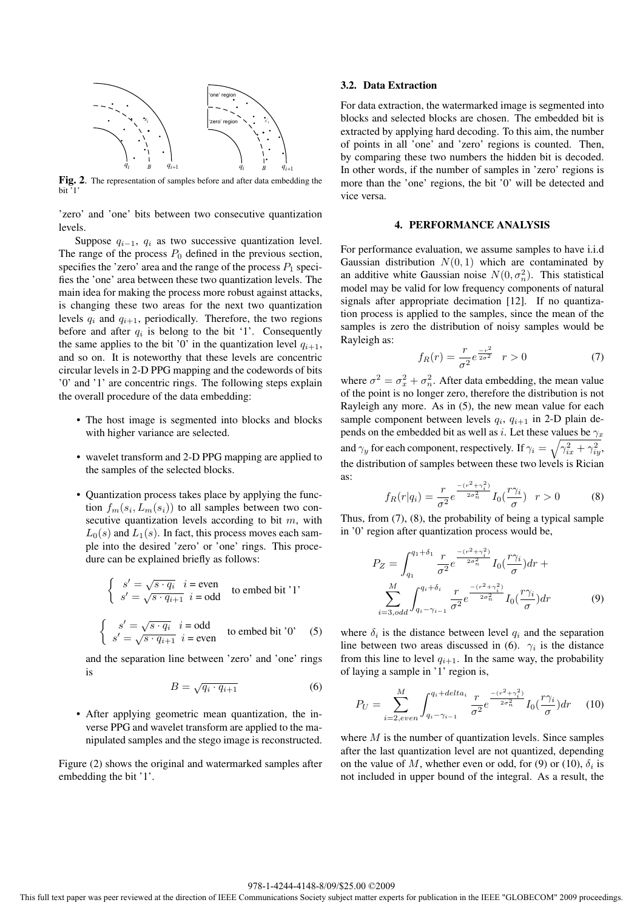**Fig. 2**. The representation of samples before and after data embedding the bit '1'

'zero' and 'one' bits between two consecutive quantization levels.

Suppose $q_{i-1}$, $q_i$ as two successive quantization level. The range of the process $P_0$ defined in the previous section, specifies the 'zero' area and the range of the process $P_1$ specifies the 'one' area between these two quantization levels. The main idea for making the process more robust against attacks, is changing these two areas for the next two quantization levels $q_i$ and $q_{i+1}$, periodically. Therefore, the two regions before and after $q_i$ is belong to the bit '1'. Consequently the same applies to the bit '0' in the quantization level $q_{i+1}$, and so on. It is noteworthy that these levels are concentric circular levels in 2-D PPG mapping and the codewords of bits '0' and '1' are concentric rings. The following steps explain the overall procedure of the data embedding:

- The host image is segmented into blocks and blocks with higher variance are selected.
- wavelet transform and 2-D PPG mapping are applied to the samples of the selected blocks.
- Quantization process takes place by applying the function $f_m(s_i, L_m(s_i))$ to all samples between two consecutive quantization levels according to bit $m$, with $L_0(s)$ and $L_1(s)$. In fact, this process moves each sample into the desired 'zero' or 'one' rings. This procedure can be explained briefly as follows:

$$\begin{cases} s' = \sqrt{s \cdot q_i} & i = \text{even} \\ s' = \sqrt{s \cdot q_{i+1}} & i = \text{odd} \end{cases} \quad \text{to embed bit '1'}$$

$$\begin{cases} s' = \sqrt{s \cdot q_i} & i = \text{odd} \\ s' = \sqrt{s \cdot q_{i+1}} & i = \text{even} \end{cases} \quad \text{to embed bit '0'} \tag{5}$$

  and the separation line between 'zero' and 'one' rings is

$$B = \sqrt{q_i \cdot q_{i+1}} \tag{6}$$

- After applying geometric mean quantization, the inverse PPG and wavelet transform are applied to the manipulated samples and the stego image is reconstructed.

Figure (2) shows the original and watermarked samples after embedding the bit '1'.

## 3.2. Data Extraction

For data extraction, the watermarked image is segmented into blocks and selected blocks are chosen. The embedded bit is extracted by applying hard decoding. To this aim, the number of points in all 'one' and 'zero' regions is counted. Then, by comparing these two numbers the hidden bit is decoded. In other words, if the number of samples in 'zero' regions is more than the 'one' regions, the bit '0' will be detected and vice versa.

# 4. PERFORMANCE ANALYSIS

For performance evaluation, we assume samples to have i.i.d Gaussian distribution $N(0, 1)$ which are contaminated by an additive white Gaussian noise $N(0, \sigma_n^2)$. This statistical model may be valid for low frequency components of natural signals after appropriate decimation [12]. If no quantization process is applied to the samples, since the mean of the samples is zero the distribution of noisy samples would be Rayleigh as:

$$f_R(r) = \frac{r}{\sigma^2} e^{\frac{-r^2}{2\sigma^2}} \quad r > 0 \tag{7}$$

where $\sigma^2 = \sigma_x^2 + \sigma_n^2$. After data embedding, the mean value of the point is no longer zero, therefore the distribution is not Rayleigh any more. As in (5), the new mean value for each sample component between levels $q_i$, $q_{i+1}$ in 2-D plain depends on the embedded bit as well as $i$. Let these values be $\gamma_x$ and $\gamma_y$ for each component, respectively. If $\gamma_i = \sqrt{\gamma_{ix}^2 + \gamma_{iy}^2}$, the distribution of samples between these two levels is Rician as:

$$f_R(r|q_i) = \frac{r}{\sigma^2} e^{\frac{-(r^2+\gamma_i^2)}{2\sigma_n^2}} I_0(\frac{r\gamma_i}{\sigma}) \quad r > 0 \tag{8}$$

Thus, from (7), (8), the probability of being a typical sample in '0' region after quantization process would be,

$$P_Z = \int_{q_1}^{q_1+\delta_1} \frac{r}{\sigma^2} e^{\frac{-(r^2+\gamma_i^2)}{2\sigma_n^2}} I_0(\frac{r\gamma_i}{\sigma}) dr + \sum_{i=3,odd}^{M} \int_{q_i-\gamma_{i-1}}^{q_i+\delta_i} \frac{r}{\sigma^2} e^{\frac{-(r^2+\gamma_i^2)}{2\sigma_n^2}} I_0(\frac{r\gamma_i}{\sigma}) dr \tag{9}$$

where $\delta_i$ is the distance between level $q_i$ and the separation line between two areas discussed in (6). $\gamma_i$ is the distance from this line to level $q_{i+1}$. In the same way, the probability of laying a sample in '1' region is,

$$P_U = \sum_{i=2,even}^{M} \int_{q_i-\gamma_{i-1}}^{q_i+delta_i} \frac{r}{\sigma^2} e^{\frac{-(r^2+\gamma_i^2)}{2\sigma_n^2}} I_0(\frac{r\gamma_i}{\sigma}) dr \tag{10}$$

where $M$ is the number of quantization levels. Since samples after the last quantization level are not quantized, depending on the value of $M$, whether even or odd, for (9) or (10), $\delta_i$ is not included in upper bound of the integral. As a result, the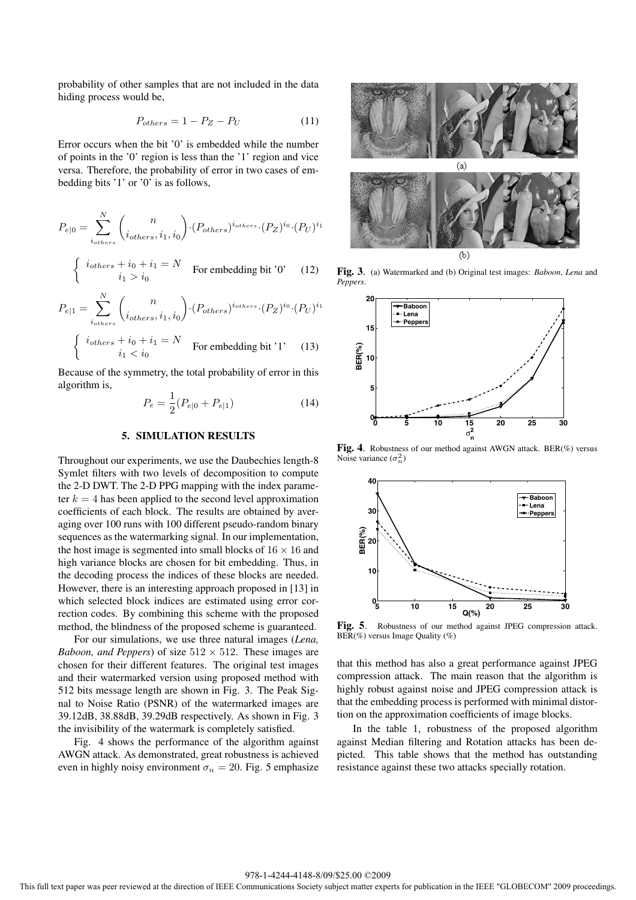probability of other samples that are not included in the data hiding process would be,

$$P_{others} = 1 - P_Z - P_U \tag{11}$$

Error occurs when the bit '0' is embedded while the number of points in the '0' region is less than the '1' region and vice versa. Therefore, the probability of error in two cases of embedding bits '1' or '0' is as follows,

$$P_{e|0} = \sum_{i_{others}}^{N} \binom{n}{i_{others}, i_1, i_0} \cdot (P_{others})^{i_{others}} \cdot (P_Z)^{i_0} \cdot (P_U)^{i_1}$$

$$\left\{ \begin{array}{c} i_{others} + i_0 + i_1 = N \\ i_1 > i_0 \end{array} \right. \quad \text{For embedding bit '0'} \tag{12}$$

$$P_{e|1} = \sum_{i_{others}}^{N} \binom{n}{i_{others}, i_1, i_0} \cdot (P_{others})^{i_{others}} \cdot (P_Z)^{i_0} \cdot (P_U)^{i_1}$$

$$\left\{ \begin{array}{c} i_{others} + i_0 + i_1 = N \\ i_1 < i_0 \end{array} \right. \quad \text{For embedding bit '1'} \tag{13}$$

Because of the symmetry, the total probability of error in this algorithm is,

$$P_e = \frac{1}{2}(P_{e|0} + P_{e|1}) \tag{14}$$

## 5. SIMULATION RESULTS

Throughout our experiments, we use the Daubechies length-8 Symlet filters with two levels of decomposition to compute the 2-D DWT. The 2-D PPG mapping with the index parameter $k = 4$ has been applied to the second level approximation coefficients of each block. The results are obtained by averaging over 100 runs with 100 different pseudo-random binary sequences as the watermarking signal. In our implementation, the host image is segmented into small blocks of $16 \times 16$ and high variance blocks are chosen for bit embedding. Thus, in the decoding process the indices of these blocks are needed. However, there is an interesting approach proposed in [13] in which selected block indices are estimated using error correction codes. By combining this scheme with the proposed method, the blindness of the proposed scheme is guaranteed.

For our simulations, we use three natural images (*Lena, Baboon, and Peppers*) of size $512 \times 512$. These images are chosen for their different features. The original test images and their watermarked version using proposed method with 512 bits message length are shown in Fig. 3. The Peak Signal to Noise Ratio (PSNR) of the watermarked images are 39.12dB, 38.88dB, 39.29dB respectively. As shown in Fig. 3 the invisibility of the watermark is completely satisfied.

Fig. 4 shows the performance of the algorithm against AWGN attack. As demonstrated, great robustness is achieved even in highly noisy environment $\sigma_n = 20$. Fig. 5 emphasize that this method has also a great performance against JPEG compression attack. The main reason that the algorithm is highly robust against noise and JPEG compression attack is that the embedding process is performed with minimal distortion on the approximation coefficients of image blocks.

In the table 1, robustness of the proposed algorithm against Median filtering and Rotation attacks has been depicted. This table shows that the method has outstanding resistance against these two attacks specially rotation.

**Fig. 3**. (a) Watermarked and (b) Original test images: *Baboon*, *Lena* and *Peppers*.

**Fig. 4**. Robustness of our method against AWGN attack. BER(%) versus Noise variance ($\sigma_n^2$)

**Fig. 5**. Robustness of our method against JPEG compression attack. BER(%) versus Image Quality (%)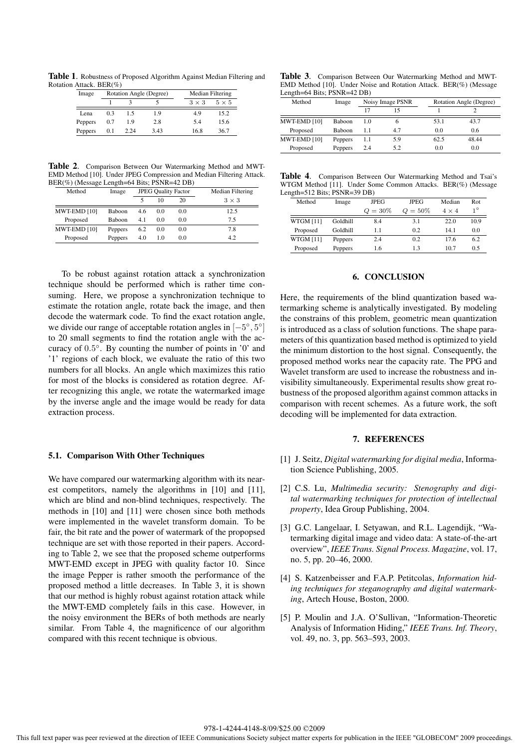**Table 1**. Robustness of Proposed Algorithm Against Median Filtering and Rotation Attack. BER(%)

| Image | Rotation Angle (Degree) | | | Median Filtering | |
|---|---|---|---|---|---|
| | 1 | 3 | 5 | $3 \times 3$ | $5 \times 5$ |
| Lena | 0.3 | 1.5 | 1.9 | 4.9 | 15.2 |
| Peppers | 0.7 | 1.9 | 2.8 | 5.4 | 15.6 |
| Peppers | 0.1 | 2.24 | 3.43 | 16.8 | 36.7 |

**Table 2**. Comparison Between Our Watermarking Method and MWT-EMD Method [10]. Under JPEG Compression and Median Filtering Attack. BER(%) (Message Length=64 Bits; PSNR=42 DB)

| Method | Image | JPEG Quality Factor | | | Median Filtering |
|---|---|---|---|---|---|
| | | 5 | 10 | 20 | $3 \times 3$ |
| MWT-EMD [10] | Baboon | 4.6 | 0.0 | 0.0 | 12.5 |
| Proposed | Baboon | 4.1 | 0.0 | 0.0 | 7.5 |
| MWT-EMD [10] | Peppers | 6.2 | 0.0 | 0.0 | 7.8 |
| Proposed | Peppers | 4.0 | 1.0 | 0.0 | 4.2 |

To be robust against rotation attack a synchronization technique should be performed which is rather time consuming. Here, we propose a synchronization technique to estimate the rotation angle, rotate back the image, and then decode the watermark code. To find the exact rotation angle, we divide our range of acceptable rotation angles in $[-5^\circ, 5^\circ]$ to 20 small segments to find the rotation angle with the accuracy of $0.5^\circ$. By counting the number of points in '0' and '1' regions of each block, we evaluate the ratio of this two numbers for all blocks. An angle which maximizes this ratio for most of the blocks is considered as rotation degree. After recognizing this angle, we rotate the watermarked image by the inverse angle and the image would be ready for data extraction process.

### 5.1. Comparison With Other Techniques

We have compared our watermarking algorithm with its nearest competitors, namely the algorithms in [10] and [11], which are blind and non-blind techniques, respectively. The methods in [10] and [11] were chosen since both methods were implemented in the wavelet transform domain. To be fair, the bit rate and the power of watermark of the propopsed technique are set with those reported in their papers. According to Table 2, we see that the proposed scheme outperforms MWT-EMD except in JPEG with quality factor 10. Since the image Pepper is rather smooth the performance of the proposed method a little decreases. In Table 3, it is shown that our method is highly robust against rotation attack while the MWT-EMD completely fails in this case. However, in the noisy environment the BERs of both methods are nearly similar. From Table 4, the magnificence of our algorithm compared with this recent technique is obvious.

**Table 3**. Comparison Between Our Watermarking Method and MWT-EMD Method [10]. Under Noise and Rotation Attack. BER(%) (Message Length=64 Bits; PSNR=42 DB)

| Method | Image | Noisy Image PSNR | | Rotation Angle (Degree) | |
|---|---|---|---|---|---|
| | | 17 | 15 | 1 | 2 |
| MWT-EMD [10] | Baboon | 1.0 | 6 | 53.1 | 43.7 |
| Proposed | Baboon | 1.1 | 4.7 | 0.0 | 0.6 |
| MWT-EMD [10] | Peppers | 1.1 | 5.9 | 62.5 | 48.44 |
| Proposed | Peppers | 2.4 | 5.2 | 0.0 | 0.0 |

**Table 4**. Comparison Between Our Watermarking Method and Tsai's WTGM Method [11]. Under Some Common Attacks. BER(%) (Message Length=512 Bits; PSNR=39 DB)

| Method | Image | JPEG | JPEG | Median | Rot |
|---|---|---|---|---|---|
| | | $Q = 30\%$ | $Q = 50\%$ | $4 \times 4$ | $1^\circ$ |
| WTGM [11] | Goldhill | 8.4 | 3.1 | 22.0 | 10.9 |
| Proposed | Goldhill | 1.1 | 0.2 | 14.1 | 0.0 |
| WTGM [11] | Peppers | 2.4 | 0.2 | 17.6 | 6.2 |
| Proposed | Peppers | 1.6 | 1.3 | 10.7 | 0.5 |

## 6. CONCLUSION

Here, the requirements of the blind quantization based watermarking scheme is analytically investigated. By modeling the constrains of this problem, geometric mean quantization is introduced as a class of solution functions. The shape parameters of this quantization based method is optimized to yield the minimum distortion to the host signal. Consequently, the proposed method works near the capacity rate. The PPG and Wavelet transform are used to increase the robustness and invisibility simultaneously. Experimental results show great robustness of the proposed algorithm against common attacks in comparison with recent schemes. As a future work, the soft decoding will be implemented for data extraction.

## 7. REFERENCES

[1] J. Seitz, *Digital watermarking for digital media*, Information Science Publishing, 2005.

[2] C.S. Lu, *Multimedia security: Stenography and digital watermarking techniques for protection of intellectual property*, Idea Group Publishing, 2004.

[3] G.C. Langelaar, I. Setyawan, and R.L. Lagendijk, "Watermarking digital image and video data: A state-of-the-art overview", *IEEE Trans. Signal Process. Magazine*, vol. 17, no. 5, pp. 20–46, 2000.

[4] S. Katzenbeisser and F.A.P. Petitcolas, *Information hiding techniques for steganography and digital watermarking*, Artech House, Boston, 2000.

[5] P. Moulin and J.A. O'Sullivan, "Information-Theoretic Analysis of Information Hiding," *IEEE Trans. Inf. Theory*, vol. 49, no. 3, pp. 563–593, 2003.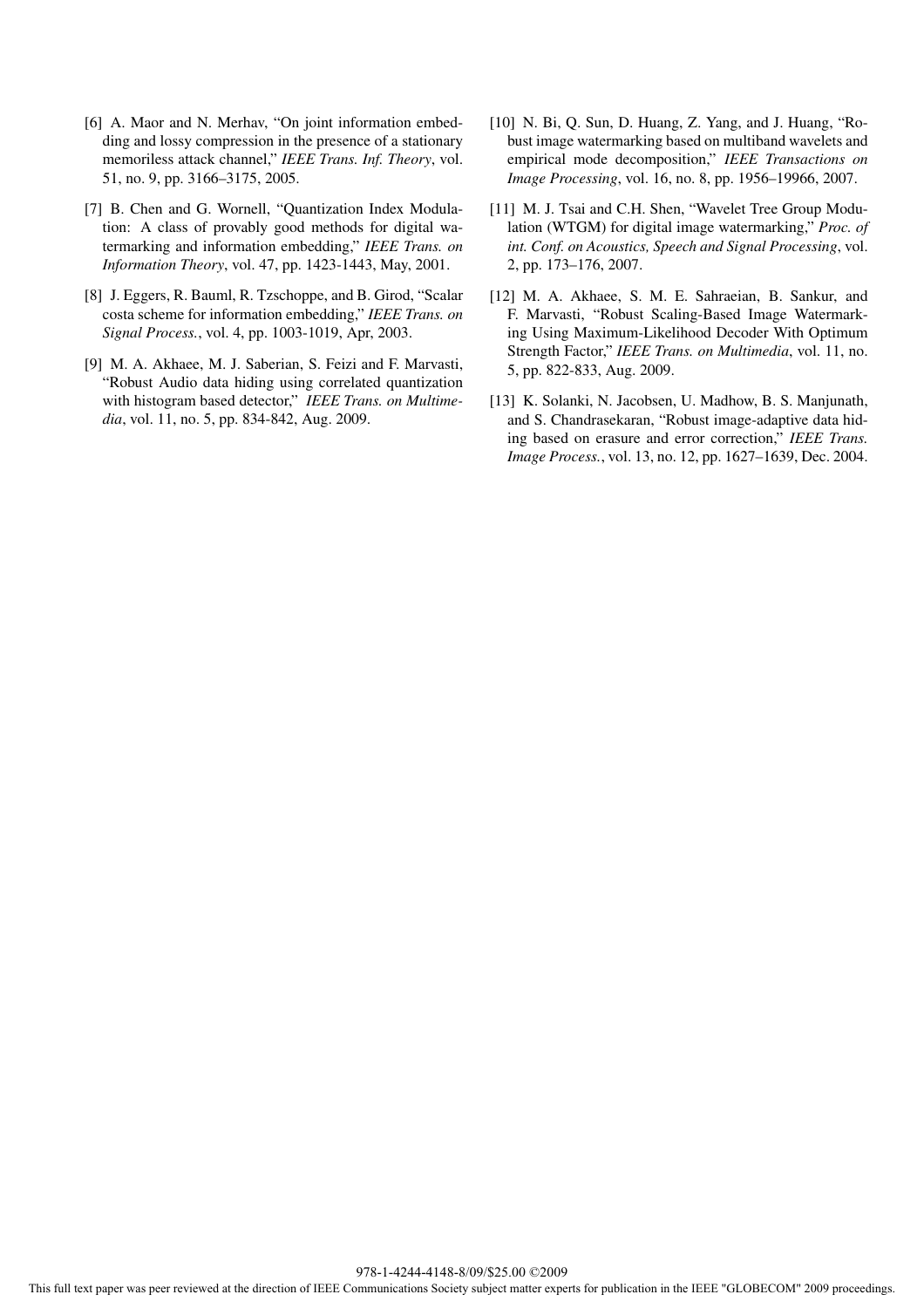[6] A. Maor and N. Merhav, "On joint information embedding and lossy compression in the presence of a stationary memoriless attack channel," *IEEE Trans. Inf. Theory*, vol. 51, no. 9, pp. 3166–3175, 2005.

[7] B. Chen and G. Wornell, "Quantization Index Modulation: A class of provably good methods for digital watermarking and information embedding," *IEEE Trans. on Information Theory*, vol. 47, pp. 1423-1443, May, 2001.

[8] J. Eggers, R. Bauml, R. Tzschoppe, and B. Girod, "Scalar costa scheme for information embedding," *IEEE Trans. on Signal Process.*, vol. 4, pp. 1003-1019, Apr, 2003.

[9] M. A. Akhaee, M. J. Saberian, S. Feizi and F. Marvasti, "Robust Audio data hiding using correlated quantization with histogram based detector," *IEEE Trans. on Multimedia*, vol. 11, no. 5, pp. 834-842, Aug. 2009.

[10] N. Bi, Q. Sun, D. Huang, Z. Yang, and J. Huang, "Robust image watermarking based on multiband wavelets and empirical mode decomposition," *IEEE Transactions on Image Processing*, vol. 16, no. 8, pp. 1956–19966, 2007.

[11] M. J. Tsai and C.H. Shen, "Wavelet Tree Group Modulation (WTGM) for digital image watermarking," *Proc. of int. Conf. on Acoustics, Speech and Signal Processing*, vol. 2, pp. 173–176, 2007.

[12] M. A. Akhaee, S. M. E. Sahraeian, B. Sankur, and F. Marvasti, "Robust Scaling-Based Image Watermarking Using Maximum-Likelihood Decoder With Optimum Strength Factor," *IEEE Trans. on Multimedia*, vol. 11, no. 5, pp. 822-833, Aug. 2009.

[13] K. Solanki, N. Jacobsen, U. Madhow, B. S. Manjunath, and S. Chandrasekaran, "Robust image-adaptive data hiding based on erasure and error correction," *IEEE Trans. Image Process.*, vol. 13, no. 12, pp. 1627–1639, Dec. 2004.